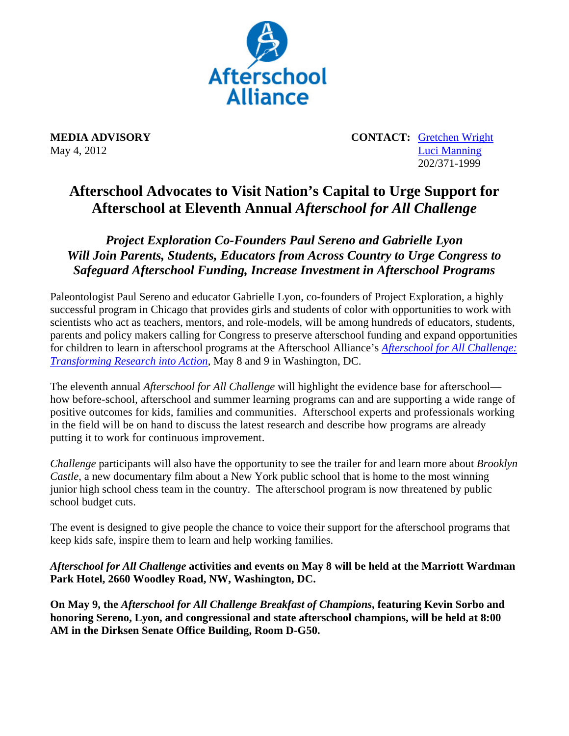Afterschool Alliance

**MEDIA ADVISORY**
May 4, 2012

**CONTACT:** Gretchen Wright
Luci Manning
202/371-1999

# Afterschool Advocates to Visit Nation's Capital to Urge Support for Afterschool at Eleventh Annual *Afterschool for All Challenge*

## *Project Exploration Co-Founders Paul Sereno and Gabrielle Lyon Will Join Parents, Students, Educators from Across Country to Urge Congress to Safeguard Afterschool Funding, Increase Investment in Afterschool Programs*

Paleontologist Paul Sereno and educator Gabrielle Lyon, co-founders of Project Exploration, a highly successful program in Chicago that provides girls and students of color with opportunities to work with scientists who act as teachers, mentors, and role-models, will be among hundreds of educators, students, parents and policy makers calling for Congress to preserve afterschool funding and expand opportunities for children to learn in afterschool programs at the Afterschool Alliance's *Afterschool for All Challenge: Transforming Research into Action*, May 8 and 9 in Washington, DC.

The eleventh annual *Afterschool for All Challenge* will highlight the evidence base for afterschool—how before-school, afterschool and summer learning programs can and are supporting a wide range of positive outcomes for kids, families and communities. Afterschool experts and professionals working in the field will be on hand to discuss the latest research and describe how programs are already putting it to work for continuous improvement.

*Challenge* participants will also have the opportunity to see the trailer for and learn more about *Brooklyn Castle*, a new documentary film about a New York public school that is home to the most winning junior high school chess team in the country. The afterschool program is now threatened by public school budget cuts.

The event is designed to give people the chance to voice their support for the afterschool programs that keep kids safe, inspire them to learn and help working families.

***Afterschool for All Challenge* activities and events on May 8 will be held at the Marriott Wardman Park Hotel, 2660 Woodley Road, NW, Washington, DC.**

**On May 9, the *Afterschool for All Challenge Breakfast of Champions*, featuring Kevin Sorbo and honoring Sereno, Lyon, and congressional and state afterschool champions, will be held at 8:00 AM in the Dirksen Senate Office Building, Room D-G50.**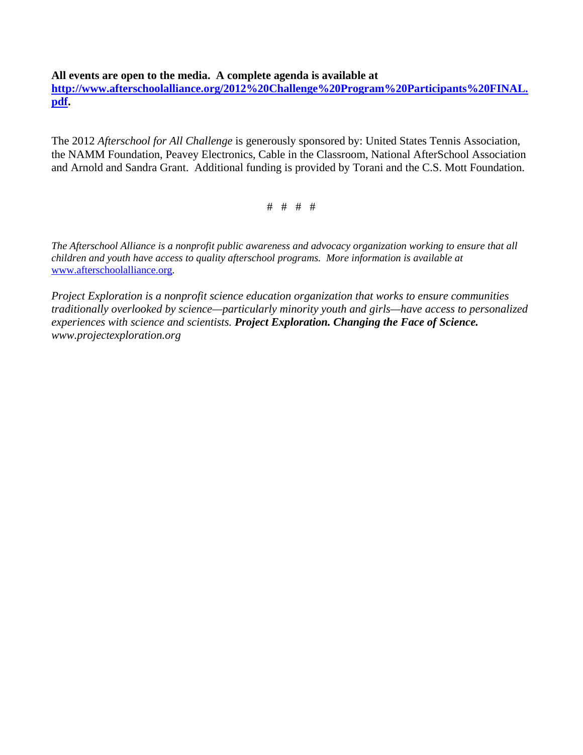**All events are open to the media. A complete agenda is available at [http://www.afterschoolalliance.org/2012%20Challenge%20Program%20Participants%20FINAL.pdf](http://www.afterschoolalliance.org/2012%20Challenge%20Program%20Participants%20FINAL.pdf).**

The 2012 *Afterschool for All Challenge* is generously sponsored by: United States Tennis Association, the NAMM Foundation, Peavey Electronics, Cable in the Classroom, National AfterSchool Association and Arnold and Sandra Grant. Additional funding is provided by Torani and the C.S. Mott Foundation.

# # # #

*The Afterschool Alliance is a nonprofit public awareness and advocacy organization working to ensure that all children and youth have access to quality afterschool programs. More information is available at* [www.afterschoolalliance.org](http://www.afterschoolalliance.org).

*Project Exploration is a nonprofit science education organization that works to ensure communities traditionally overlooked by science—particularly minority youth and girls—have access to personalized experiences with science and scientists.* ***Project Exploration. Changing the Face of Science.*** *www.projectexploration.org*